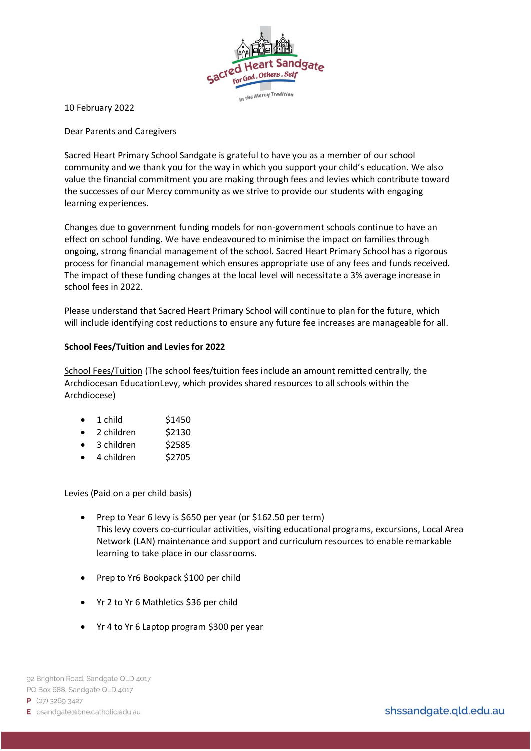10 February 2022

Dear Parents and Caregivers

Sacred Heart Primary School Sandgate is grateful to have you as a member of our school community and we thank you for the way in which you support your child's education. We also value the financial commitment you are making through fees and levies which contribute toward the successes of our Mercy community as we strive to provide our students with engaging learning experiences.

Changes due to government funding models for non-government schools continue to have an effect on school funding. We have endeavoured to minimise the impact on families through ongoing, strong financial management of the school. Sacred Heart Primary School has a rigorous process for financial management which ensures appropriate use of any fees and funds received. The impact of these funding changes at the local level will necessitate a 3% average increase in school fees in 2022.

Please understand that Sacred Heart Primary School will continue to plan for the future, which will include identifying cost reductions to ensure any future fee increases are manageable for all.

**School Fees/Tuition and Levies for 2022**

<u>School Fees/Tuition</u> (The school fees/tuition fees include an amount remitted centrally, the Archdiocesan EducationLevy, which provides shared resources to all schools within the Archdiocese)

- 1 child $1450
- 2 children $2130
- 3 children $2585
- 4 children $2705

<u>Levies (Paid on a per child basis)</u>

- Prep to Year 6 levy is $650 per year (or $162.50 per term)
  This levy covers co-curricular activities, visiting educational programs, excursions, Local Area Network (LAN) maintenance and support and curriculum resources to enable remarkable learning to take place in our classrooms.

- Prep to Yr6 Bookpack $100 per child

- Yr 2 to Yr 6 Mathletics $36 per child

- Yr 4 to Yr 6 Laptop program $300 per year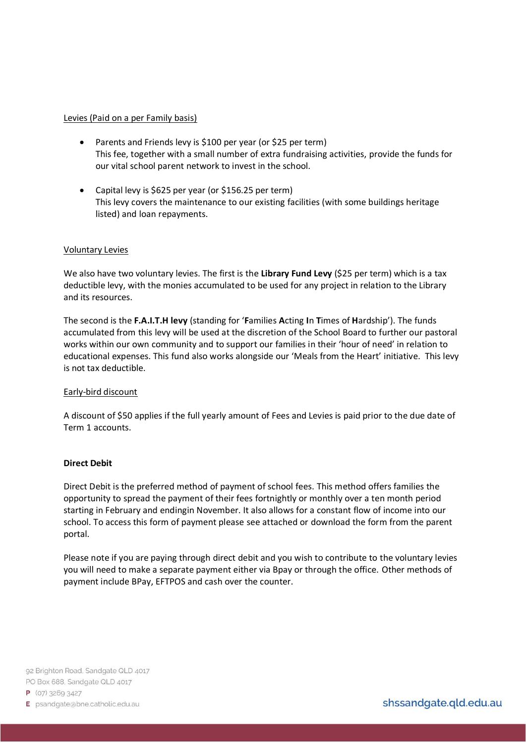Levies (Paid on a per Family basis)

- Parents and Friends levy is $100 per year (or $25 per term)
  This fee, together with a small number of extra fundraising activities, provide the funds for our vital school parent network to invest in the school.

- Capital levy is $625 per year (or $156.25 per term)
  This levy covers the maintenance to our existing facilities (with some buildings heritage listed) and loan repayments.

Voluntary Levies

We also have two voluntary levies. The first is the **Library Fund Levy** ($25 per term) which is a tax deductible levy, with the monies accumulated to be used for any project in relation to the Library and its resources.

The second is the **F.A.I.T.H levy** (standing for '**F**amilies **A**cting **I**n **T**imes of **H**ardship'). The funds accumulated from this levy will be used at the discretion of the School Board to further our pastoral works within our own community and to support our families in their 'hour of need' in relation to educational expenses. This fund also works alongside our 'Meals from the Heart' initiative. This levy is not tax deductible.

Early-bird discount

A discount of $50 applies if the full yearly amount of Fees and Levies is paid prior to the due date of Term 1 accounts.

**Direct Debit**

Direct Debit is the preferred method of payment of school fees. This method offers families the opportunity to spread the payment of their fees fortnightly or monthly over a ten month period starting in February and endingin November. It also allows for a constant flow of income into our school. To access this form of payment please see attached or download the form from the parent portal.

Please note if you are paying through direct debit and you wish to contribute to the voluntary levies you will need to make a separate payment either via Bpay or through the office. Other methods of payment include BPay, EFTPOS and cash over the counter.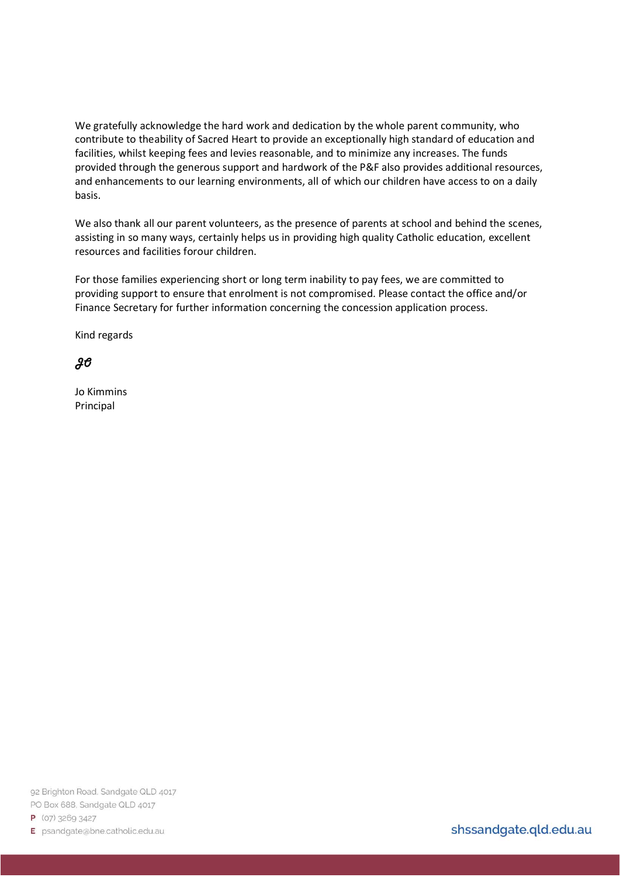We gratefully acknowledge the hard work and dedication by the whole parent community, who contribute to theability of Sacred Heart to provide an exceptionally high standard of education and facilities, whilst keeping fees and levies reasonable, and to minimize any increases. The funds provided through the generous support and hardwork of the P&F also provides additional resources, and enhancements to our learning environments, all of which our children have access to on a daily basis.

We also thank all our parent volunteers, as the presence of parents at school and behind the scenes, assisting in so many ways, certainly helps us in providing high quality Catholic education, excellent resources and facilities forour children.

For those families experiencing short or long term inability to pay fees, we are committed to providing support to ensure that enrolment is not compromised. Please contact the office and/or Finance Secretary for further information concerning the concession application process.

Kind regards

*JK*

Jo Kimmins
Principal

92 Brighton Road, Sandgate QLD 4017
PO Box 688, Sandgate QLD 4017
**P** (07) 3269 3427
**E** psandgate@bne.catholic.edu.au

shssandgate.qld.edu.au